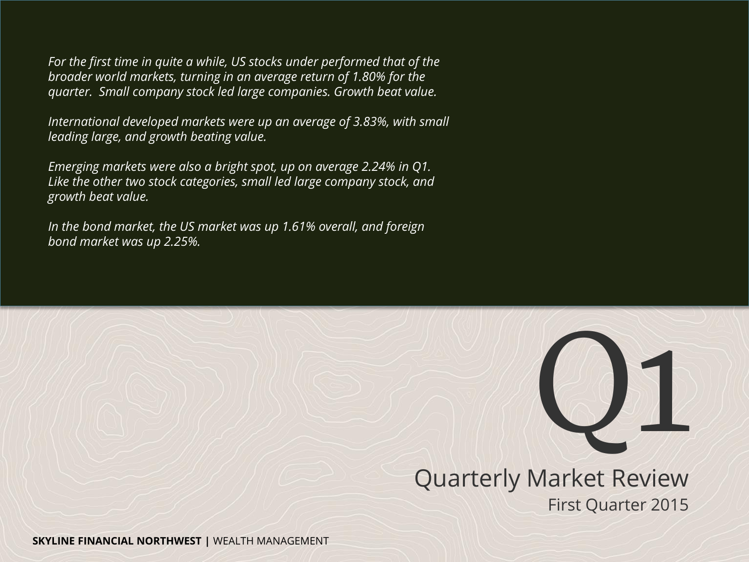# Q1

## Quarterly Market Review

First Quarter 2015

*For the first time in quite a while, US stocks under performed that of the broader world markets, turning in an average return of 1.80% for the quarter.  Small company stock led large companies. Growth beat value.*

*International developed markets were up an average of 3.83%, with small leading large, and growth beating value.*

*Emerging markets were also a bright spot, up on average 2.24% in Q1. Like the other two stock categories, small led large company stock, and growth beat value.*

*In the bond market, the US market was up 1.61% overall, and foreign bond market was up 2.25%.*

**SKYLINE FINANCIAL NORTHWEST |** WEALTH MANAGEMENT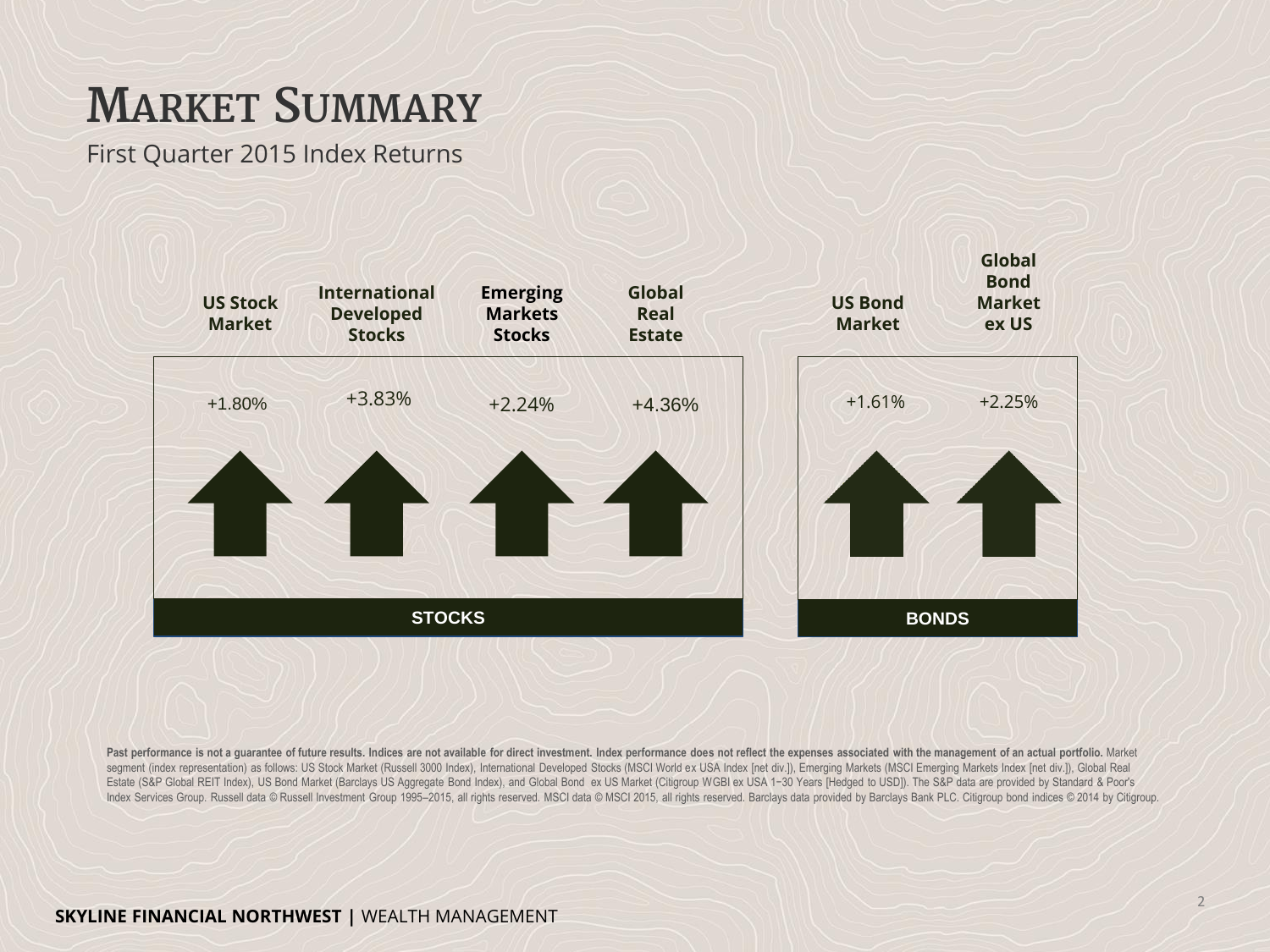# Market Summary

First Quarter 2015 Index Returns

| | US Stock Market | International Developed Stocks | Emerging Markets Stocks | Global Real Estate | US Bond Market | Global Bond Market ex US |
|---|---|---|---|---|---|---|
| | **STOCKS** | | | | **BONDS** | |
| Return | +1.80% | +3.83% | +2.24% | +4.36% | +1.61% | +2.25% |

**Past performance is not a guarantee of future results. Indices are not available for direct investment. Index performance does not reflect the expenses associated with the management of an actual portfolio.** Market segment (index representation) as follows: US Stock Market (Russell 3000 Index), International Developed Stocks (MSCI World ex USA Index [net div.]), Emerging Markets (MSCI Emerging Markets Index [net div.]), Global Real Estate (S&P Global REIT Index), US Bond Market (Barclays US Aggregate Bond Index), and Global Bond ex US Market (Citigroup WGBI ex USA 1−30 Years [Hedged to USD]). The S&P data are provided by Standard & Poor's Index Services Group. Russell data © Russell Investment Group 1995–2015, all rights reserved. MSCI data © MSCI 2015, all rights reserved. Barclays data provided by Barclays Bank PLC. Citigroup bond indices © 2014 by Citigroup.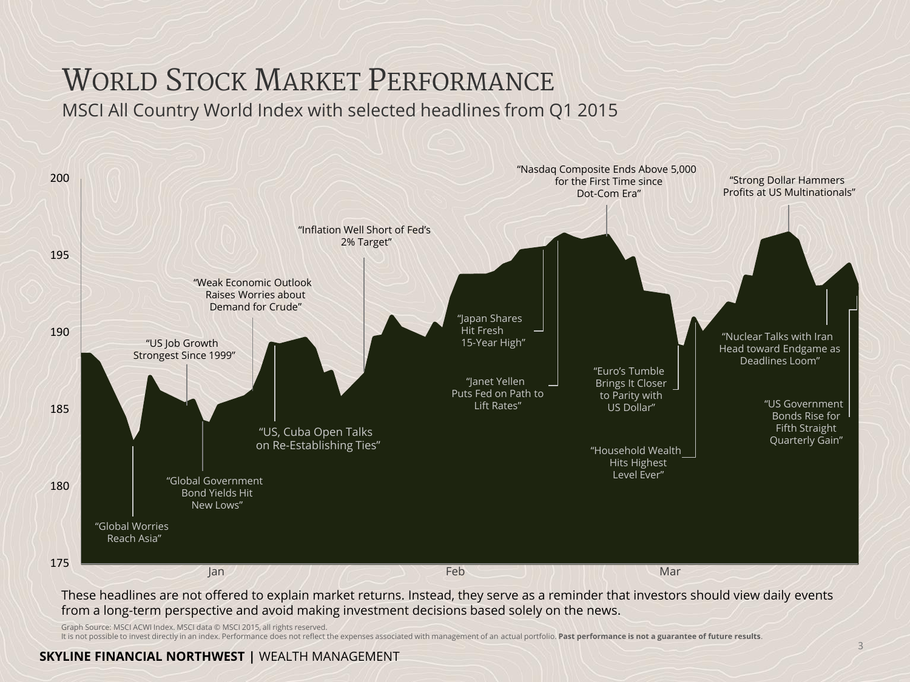# World Stock Market Performance

MSCI All Country World Index with selected headlines from Q1 2015

200

195

190

185

180

175

Jan Feb Mar

"Global Worries Reach Asia"

"US Job Growth Strongest Since 1999"

"Global Government Bond Yields Hit New Lows"

"Weak Economic Outlook Raises Worries about Demand for Crude"

"US, Cuba Open Talks on Re-Establishing Ties"

"Inflation Well Short of Fed's 2% Target"

"Japan Shares Hit Fresh 15-Year High"

"Janet Yellen Puts Fed on Path to Lift Rates"

"Nasdaq Composite Ends Above 5,000 for the First Time since Dot-Com Era"

"Euro's Tumble Brings It Closer to Parity with US Dollar"

"Household Wealth Hits Highest Level Ever"

"Strong Dollar Hammers Profits at US Multinationals"

"Nuclear Talks with Iran Head toward Endgame as Deadlines Loom"

"US Government Bonds Rise for Fifth Straight Quarterly Gain"

These headlines are not offered to explain market returns. Instead, they serve as a reminder that investors should view daily events from a long-term perspective and avoid making investment decisions based solely on the news.

Graph Source: MSCI ACWI Index. MSCI data © MSCI 2015, all rights reserved.
It is not possible to invest directly in an index. Performance does not reflect the expenses associated with management of an actual portfolio. **Past performance is not a guarantee of future results**.

**SKYLINE FINANCIAL NORTHWEST |** WEALTH MANAGEMENT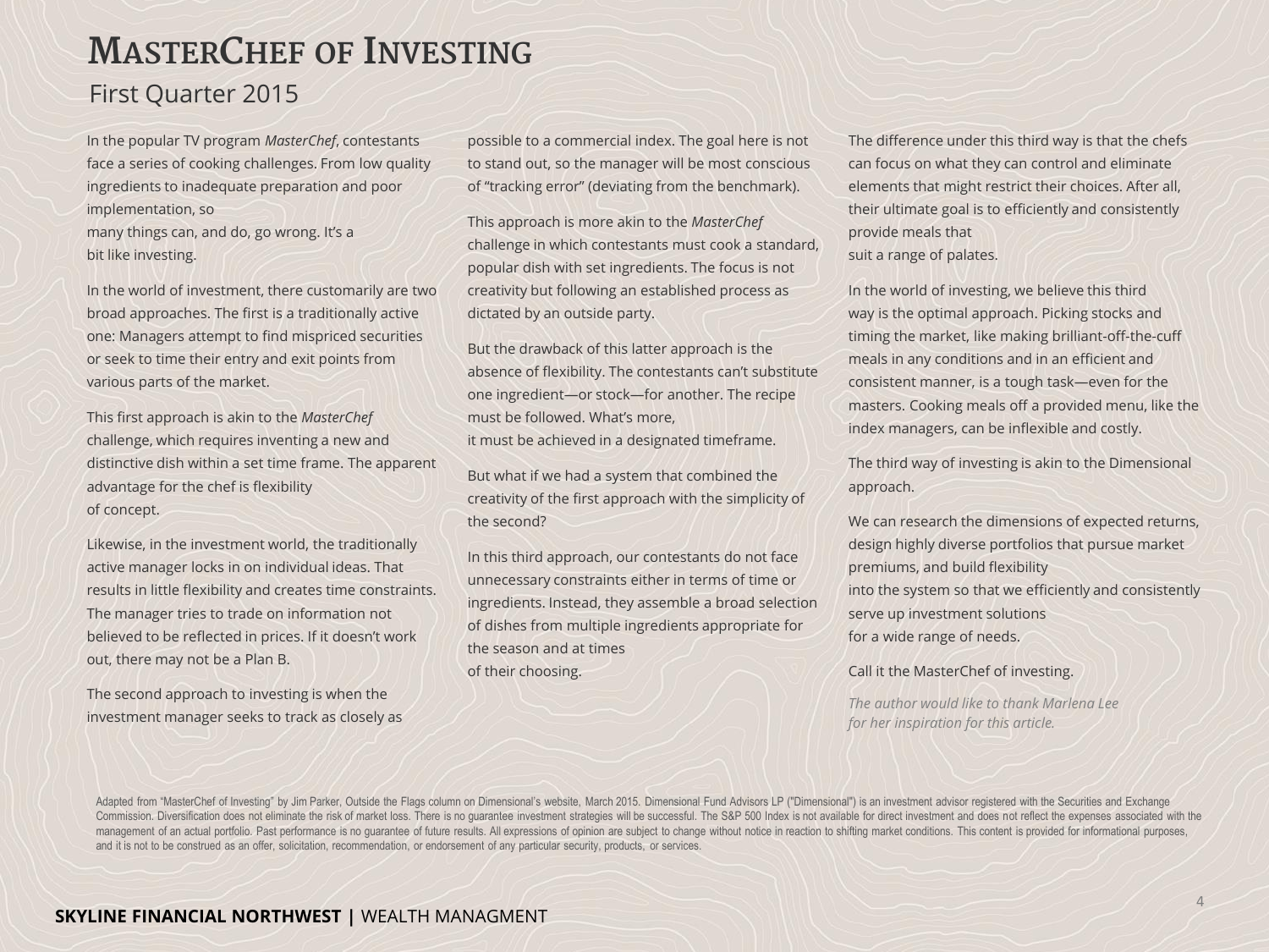# MasterChef of Investing

First Quarter 2015

In the popular TV program *MasterChef*, contestants face a series of cooking challenges. From low quality ingredients to inadequate preparation and poor implementation, so many things can, and do, go wrong. It's a bit like investing.

In the world of investment, there customarily are two broad approaches. The first is a traditionally active one: Managers attempt to find mispriced securities or seek to time their entry and exit points from various parts of the market.

This first approach is akin to the *MasterChef* challenge, which requires inventing a new and distinctive dish within a set time frame. The apparent advantage for the chef is flexibility of concept.

Likewise, in the investment world, the traditionally active manager locks in on individual ideas. That results in little flexibility and creates time constraints. The manager tries to trade on information not believed to be reflected in prices. If it doesn't work out, there may not be a Plan B.

The second approach to investing is when the investment manager seeks to track as closely as possible to a commercial index. The goal here is not to stand out, so the manager will be most conscious of "tracking error" (deviating from the benchmark).

This approach is more akin to the *MasterChef* challenge in which contestants must cook a standard, popular dish with set ingredients. The focus is not creativity but following an established process as dictated by an outside party.

But the drawback of this latter approach is the absence of flexibility. The contestants can't substitute one ingredient—or stock—for another. The recipe must be followed. What's more, it must be achieved in a designated timeframe.

But what if we had a system that combined the creativity of the first approach with the simplicity of the second?

In this third approach, our contestants do not face unnecessary constraints either in terms of time or ingredients. Instead, they assemble a broad selection of dishes from multiple ingredients appropriate for the season and at times of their choosing.

The difference under this third way is that the chefs can focus on what they can control and eliminate elements that might restrict their choices. After all, their ultimate goal is to efficiently and consistently provide meals that suit a range of palates.

In the world of investing, we believe this third way is the optimal approach. Picking stocks and timing the market, like making brilliant-off-the-cuff meals in any conditions and in an efficient and consistent manner, is a tough task—even for the masters. Cooking meals off a provided menu, like the index managers, can be inflexible and costly.

The third way of investing is akin to the Dimensional approach.

We can research the dimensions of expected returns, design highly diverse portfolios that pursue market premiums, and build flexibility into the system so that we efficiently and consistently serve up investment solutions for a wide range of needs.

Call it the MasterChef of investing.

*The author would like to thank Marlena Lee for her inspiration for this article.*

Adapted from "MasterChef of Investing" by Jim Parker, Outside the Flags column on Dimensional's website, March 2015. Dimensional Fund Advisors LP ("Dimensional") is an investment advisor registered with the Securities and Exchange Commission. Diversification does not eliminate the risk of market loss. There is no guarantee investment strategies will be successful. The S&P 500 Index is not available for direct investment and does not reflect the expenses associated with the management of an actual portfolio. Past performance is no guarantee of future results. All expressions of opinion are subject to change without notice in reaction to shifting market conditions. This content is provided for informational purposes, and it is not to be construed as an offer, solicitation, recommendation, or endorsement of any particular security, products, or services.